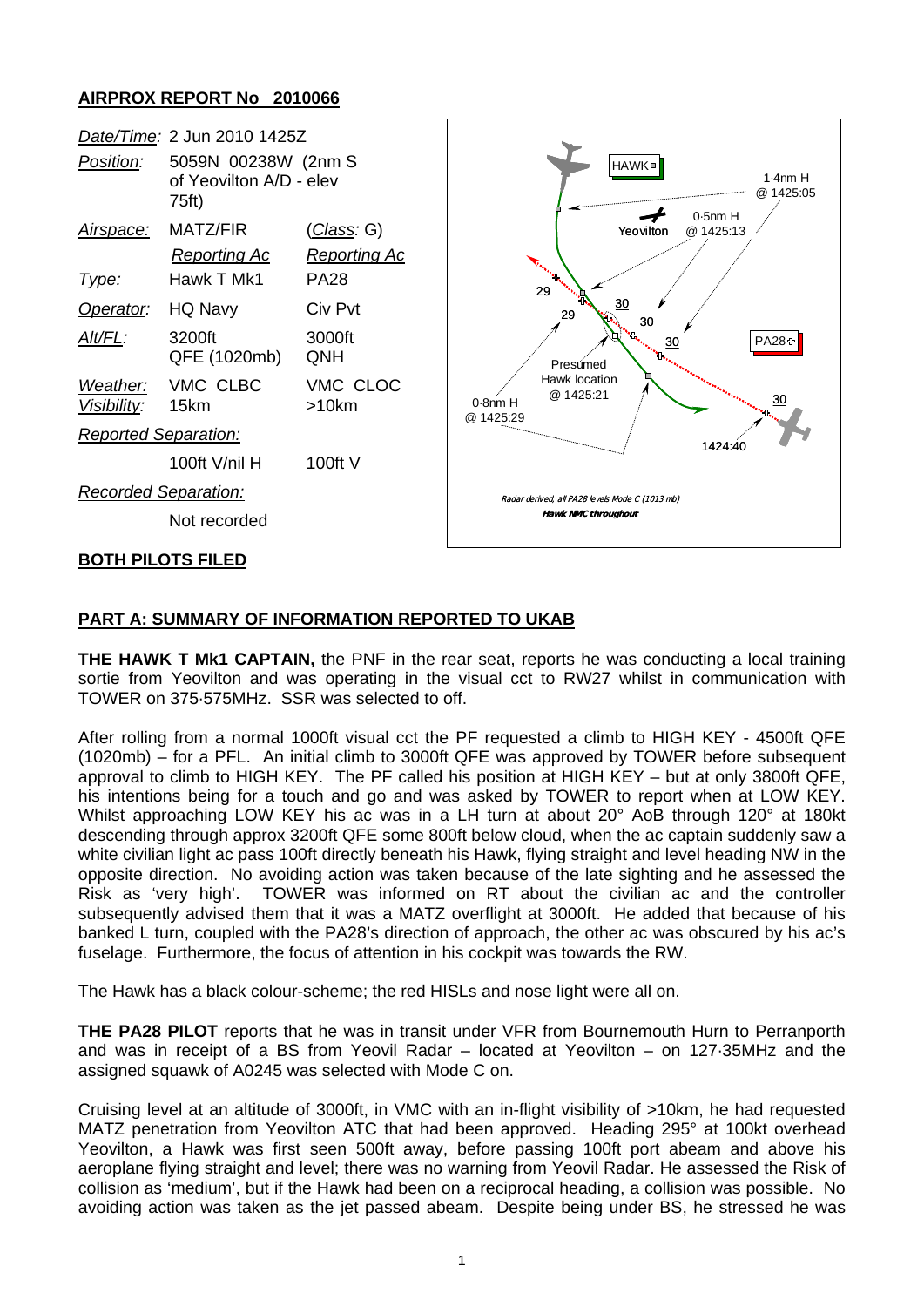**AIRPROX REPORT No 2010066**

| | | |
|---|---|---|
| *Date/Time:* | 2 Jun 2010 1425Z | |
| *Position:* | 5059N 00238W (2nm S of Yeovilton A/D - elev 75ft) | |
| *Airspace:* | MATZ/FIR | (*Class*: G) |
| | *Reporting Ac* | *Reporting Ac* |
| *Type:* | Hawk T Mk1 | PA28 |
| *Operator:* | HQ Navy | Civ Pvt |
| *Alt/FL:* | 3200ft QFE (1020mb) | 3000ft QNH |
| *Weather:* | VMC CLBC | VMC CLOC |
| *Visibility:* | 15km | >10km |
| *Reported Separation:* | | |
| | 100ft V/nil H | 100ft V |
| *Recorded Separation:* | | |
| | Not recorded | |

HAWK | Yeovilton | PA28 | 1·4nm H @ 1425:05 | 0·5nm H @ 1425:13 | Presumed Hawk location @ 1425:21 | 0·8nm H @ 1425:29 | 1424:40 | 29 | 30

*Radar derived, all PA28 levels Mode C (1013 mb)*
***Hawk NMC throughout***

**BOTH PILOTS FILED**

**PART A: SUMMARY OF INFORMATION REPORTED TO UKAB**

**THE HAWK T Mk1 CAPTAIN,** the PNF in the rear seat, reports he was conducting a local training sortie from Yeovilton and was operating in the visual cct to RW27 whilst in communication with TOWER on 375·575MHz. SSR was selected to off.

After rolling from a normal 1000ft visual cct the PF requested a climb to HIGH KEY - 4500ft QFE (1020mb) – for a PFL. An initial climb to 3000ft QFE was approved by TOWER before subsequent approval to climb to HIGH KEY. The PF called his position at HIGH KEY – but at only 3800ft QFE, his intentions being for a touch and go and was asked by TOWER to report when at LOW KEY. Whilst approaching LOW KEY his ac was in a LH turn at about 20° AoB through 120° at 180kt descending through approx 3200ft QFE some 800ft below cloud, when the ac captain suddenly saw a white civilian light ac pass 100ft directly beneath his Hawk, flying straight and level heading NW in the opposite direction. No avoiding action was taken because of the late sighting and he assessed the Risk as 'very high'. TOWER was informed on RT about the civilian ac and the controller subsequently advised them that it was a MATZ overflight at 3000ft. He added that because of his banked L turn, coupled with the PA28's direction of approach, the other ac was obscured by his ac's fuselage. Furthermore, the focus of attention in his cockpit was towards the RW.

The Hawk has a black colour-scheme; the red HISLs and nose light were all on.

**THE PA28 PILOT** reports that he was in transit under VFR from Bournemouth Hurn to Perranporth and was in receipt of a BS from Yeovil Radar – located at Yeovilton – on 127·35MHz and the assigned squawk of A0245 was selected with Mode C on.

Cruising level at an altitude of 3000ft, in VMC with an in-flight visibility of >10km, he had requested MATZ penetration from Yeovilton ATC that had been approved. Heading 295° at 100kt overhead Yeovilton, a Hawk was first seen 500ft away, before passing 100ft port abeam and above his aeroplane flying straight and level; there was no warning from Yeovil Radar. He assessed the Risk of collision as 'medium', but if the Hawk had been on a reciprocal heading, a collision was possible. No avoiding action was taken as the jet passed abeam. Despite being under BS, he stressed he was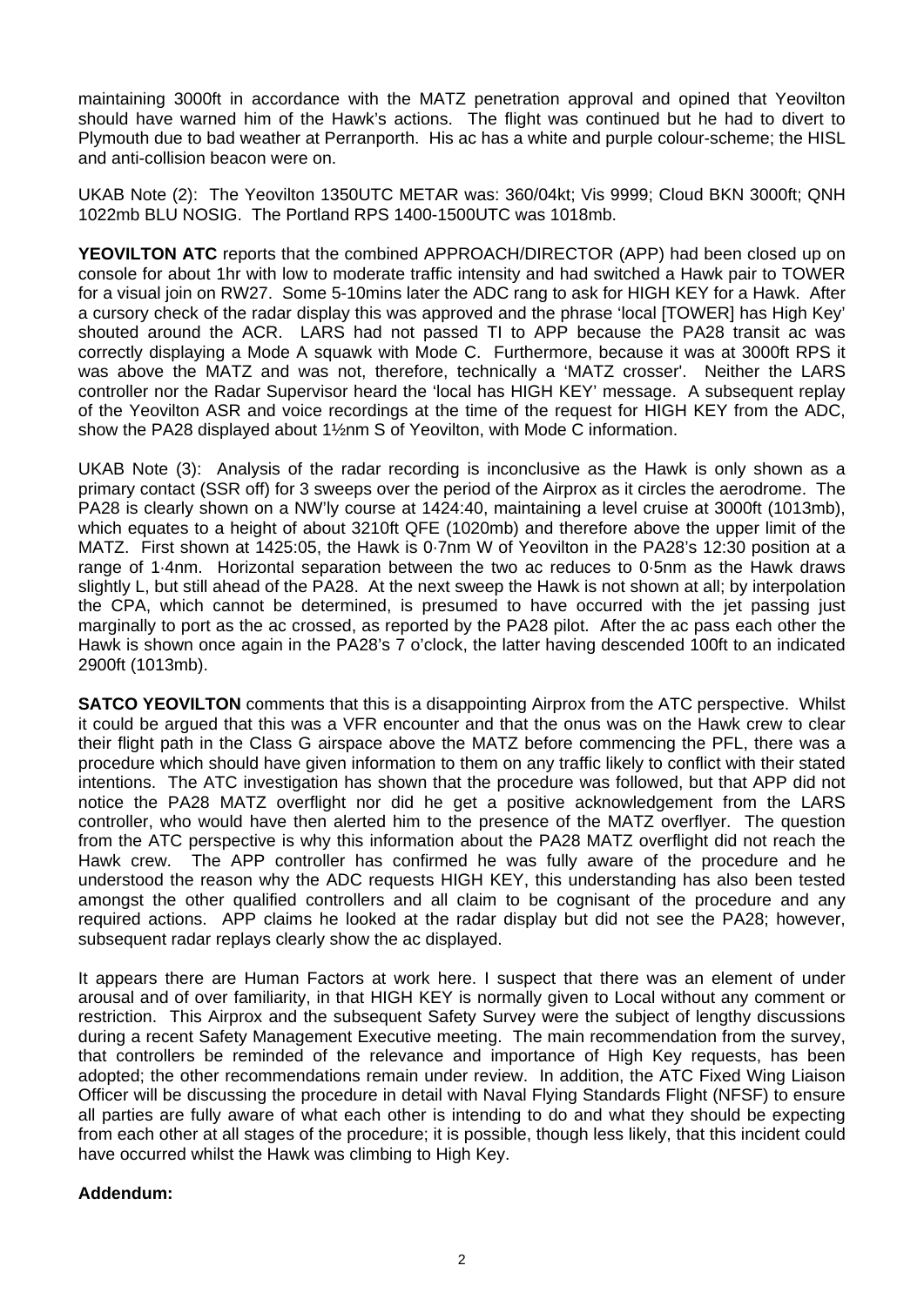maintaining 3000ft in accordance with the MATZ penetration approval and opined that Yeovilton should have warned him of the Hawk's actions. The flight was continued but he had to divert to Plymouth due to bad weather at Perranporth. His ac has a white and purple colour-scheme; the HISL and anti-collision beacon were on.

UKAB Note (2): The Yeovilton 1350UTC METAR was: 360/04kt; Vis 9999; Cloud BKN 3000ft; QNH 1022mb BLU NOSIG. The Portland RPS 1400-1500UTC was 1018mb.

**YEOVILTON ATC** reports that the combined APPROACH/DIRECTOR (APP) had been closed up on console for about 1hr with low to moderate traffic intensity and had switched a Hawk pair to TOWER for a visual join on RW27. Some 5-10mins later the ADC rang to ask for HIGH KEY for a Hawk. After a cursory check of the radar display this was approved and the phrase 'local [TOWER] has High Key' shouted around the ACR. LARS had not passed TI to APP because the PA28 transit ac was correctly displaying a Mode A squawk with Mode C. Furthermore, because it was at 3000ft RPS it was above the MATZ and was not, therefore, technically a 'MATZ crosser'. Neither the LARS controller nor the Radar Supervisor heard the 'local has HIGH KEY' message. A subsequent replay of the Yeovilton ASR and voice recordings at the time of the request for HIGH KEY from the ADC, show the PA28 displayed about 1½nm S of Yeovilton, with Mode C information.

UKAB Note (3): Analysis of the radar recording is inconclusive as the Hawk is only shown as a primary contact (SSR off) for 3 sweeps over the period of the Airprox as it circles the aerodrome. The PA28 is clearly shown on a NW'ly course at 1424:40, maintaining a level cruise at 3000ft (1013mb), which equates to a height of about 3210ft QFE (1020mb) and therefore above the upper limit of the MATZ. First shown at 1425:05, the Hawk is 0·7nm W of Yeovilton in the PA28's 12:30 position at a range of 1·4nm. Horizontal separation between the two ac reduces to 0·5nm as the Hawk draws slightly L, but still ahead of the PA28. At the next sweep the Hawk is not shown at all; by interpolation the CPA, which cannot be determined, is presumed to have occurred with the jet passing just marginally to port as the ac crossed, as reported by the PA28 pilot. After the ac pass each other the Hawk is shown once again in the PA28's 7 o'clock, the latter having descended 100ft to an indicated 2900ft (1013mb).

**SATCO YEOVILTON** comments that this is a disappointing Airprox from the ATC perspective. Whilst it could be argued that this was a VFR encounter and that the onus was on the Hawk crew to clear their flight path in the Class G airspace above the MATZ before commencing the PFL, there was a procedure which should have given information to them on any traffic likely to conflict with their stated intentions. The ATC investigation has shown that the procedure was followed, but that APP did not notice the PA28 MATZ overflight nor did he get a positive acknowledgement from the LARS controller, who would have then alerted him to the presence of the MATZ overflyer. The question from the ATC perspective is why this information about the PA28 MATZ overflight did not reach the Hawk crew. The APP controller has confirmed he was fully aware of the procedure and he understood the reason why the ADC requests HIGH KEY, this understanding has also been tested amongst the other qualified controllers and all claim to be cognisant of the procedure and any required actions. APP claims he looked at the radar display but did not see the PA28; however, subsequent radar replays clearly show the ac displayed.

It appears there are Human Factors at work here. I suspect that there was an element of under arousal and of over familiarity, in that HIGH KEY is normally given to Local without any comment or restriction. This Airprox and the subsequent Safety Survey were the subject of lengthy discussions during a recent Safety Management Executive meeting. The main recommendation from the survey, that controllers be reminded of the relevance and importance of High Key requests, has been adopted; the other recommendations remain under review. In addition, the ATC Fixed Wing Liaison Officer will be discussing the procedure in detail with Naval Flying Standards Flight (NFSF) to ensure all parties are fully aware of what each other is intending to do and what they should be expecting from each other at all stages of the procedure; it is possible, though less likely, that this incident could have occurred whilst the Hawk was climbing to High Key.

**Addendum:**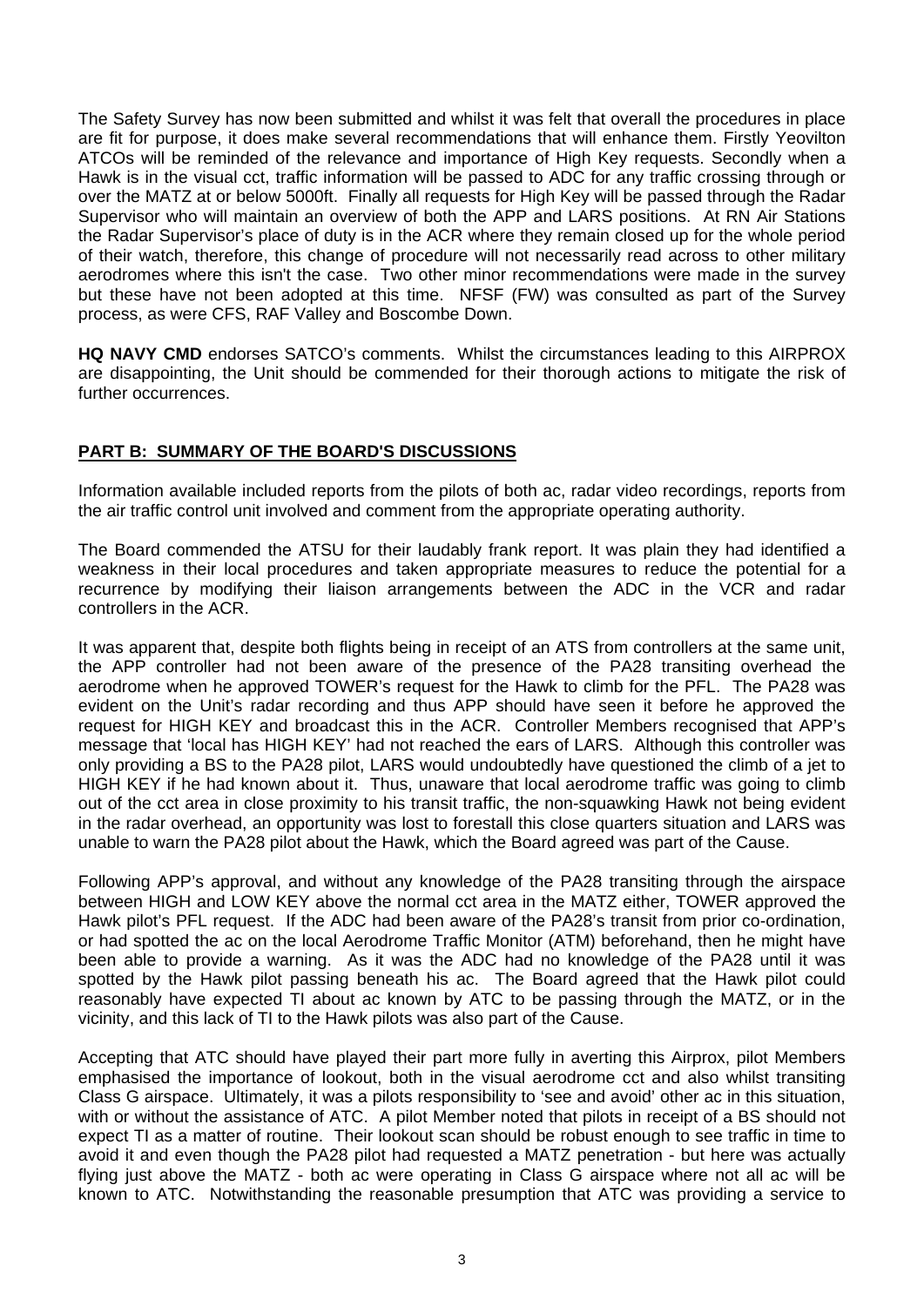The Safety Survey has now been submitted and whilst it was felt that overall the procedures in place are fit for purpose, it does make several recommendations that will enhance them. Firstly Yeovilton ATCOs will be reminded of the relevance and importance of High Key requests. Secondly when a Hawk is in the visual cct, traffic information will be passed to ADC for any traffic crossing through or over the MATZ at or below 5000ft. Finally all requests for High Key will be passed through the Radar Supervisor who will maintain an overview of both the APP and LARS positions. At RN Air Stations the Radar Supervisor's place of duty is in the ACR where they remain closed up for the whole period of their watch, therefore, this change of procedure will not necessarily read across to other military aerodromes where this isn't the case. Two other minor recommendations were made in the survey but these have not been adopted at this time. NFSF (FW) was consulted as part of the Survey process, as were CFS, RAF Valley and Boscombe Down.

**HQ NAVY CMD** endorses SATCO's comments. Whilst the circumstances leading to this AIRPROX are disappointing, the Unit should be commended for their thorough actions to mitigate the risk of further occurrences.

## PART B: SUMMARY OF THE BOARD'S DISCUSSIONS

Information available included reports from the pilots of both ac, radar video recordings, reports from the air traffic control unit involved and comment from the appropriate operating authority.

The Board commended the ATSU for their laudably frank report. It was plain they had identified a weakness in their local procedures and taken appropriate measures to reduce the potential for a recurrence by modifying their liaison arrangements between the ADC in the VCR and radar controllers in the ACR.

It was apparent that, despite both flights being in receipt of an ATS from controllers at the same unit, the APP controller had not been aware of the presence of the PA28 transiting overhead the aerodrome when he approved TOWER's request for the Hawk to climb for the PFL. The PA28 was evident on the Unit's radar recording and thus APP should have seen it before he approved the request for HIGH KEY and broadcast this in the ACR. Controller Members recognised that APP's message that 'local has HIGH KEY' had not reached the ears of LARS. Although this controller was only providing a BS to the PA28 pilot, LARS would undoubtedly have questioned the climb of a jet to HIGH KEY if he had known about it. Thus, unaware that local aerodrome traffic was going to climb out of the cct area in close proximity to his transit traffic, the non-squawking Hawk not being evident in the radar overhead, an opportunity was lost to forestall this close quarters situation and LARS was unable to warn the PA28 pilot about the Hawk, which the Board agreed was part of the Cause.

Following APP's approval, and without any knowledge of the PA28 transiting through the airspace between HIGH and LOW KEY above the normal cct area in the MATZ either, TOWER approved the Hawk pilot's PFL request. If the ADC had been aware of the PA28's transit from prior co-ordination, or had spotted the ac on the local Aerodrome Traffic Monitor (ATM) beforehand, then he might have been able to provide a warning. As it was the ADC had no knowledge of the PA28 until it was spotted by the Hawk pilot passing beneath his ac. The Board agreed that the Hawk pilot could reasonably have expected TI about ac known by ATC to be passing through the MATZ, or in the vicinity, and this lack of TI to the Hawk pilots was also part of the Cause.

Accepting that ATC should have played their part more fully in averting this Airprox, pilot Members emphasised the importance of lookout, both in the visual aerodrome cct and also whilst transiting Class G airspace. Ultimately, it was a pilots responsibility to 'see and avoid' other ac in this situation, with or without the assistance of ATC. A pilot Member noted that pilots in receipt of a BS should not expect TI as a matter of routine. Their lookout scan should be robust enough to see traffic in time to avoid it and even though the PA28 pilot had requested a MATZ penetration - but here was actually flying just above the MATZ - both ac were operating in Class G airspace where not all ac will be known to ATC. Notwithstanding the reasonable presumption that ATC was providing a service to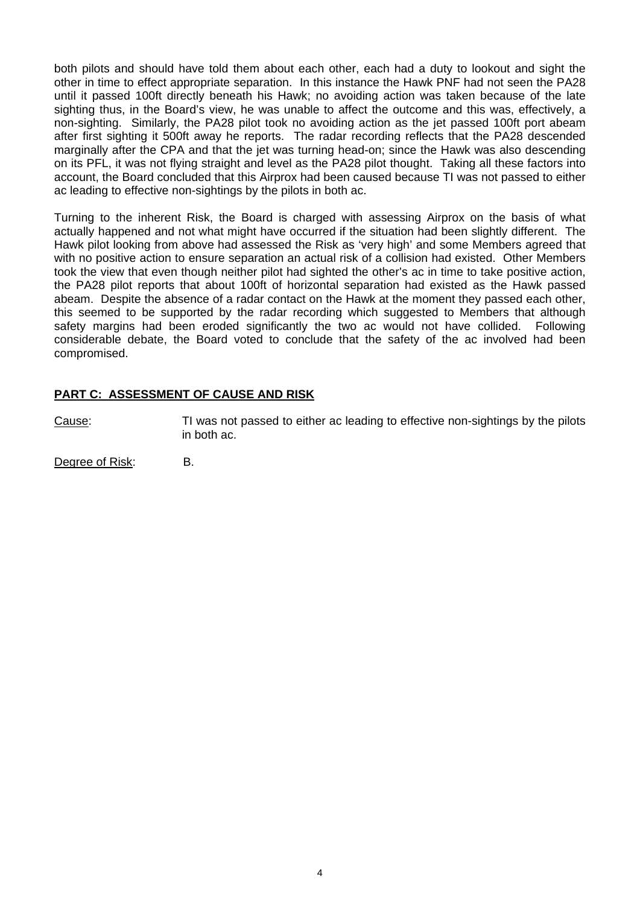both pilots and should have told them about each other, each had a duty to lookout and sight the other in time to effect appropriate separation. In this instance the Hawk PNF had not seen the PA28 until it passed 100ft directly beneath his Hawk; no avoiding action was taken because of the late sighting thus, in the Board's view, he was unable to affect the outcome and this was, effectively, a non-sighting. Similarly, the PA28 pilot took no avoiding action as the jet passed 100ft port abeam after first sighting it 500ft away he reports. The radar recording reflects that the PA28 descended marginally after the CPA and that the jet was turning head-on; since the Hawk was also descending on its PFL, it was not flying straight and level as the PA28 pilot thought. Taking all these factors into account, the Board concluded that this Airprox had been caused because TI was not passed to either ac leading to effective non-sightings by the pilots in both ac.

Turning to the inherent Risk, the Board is charged with assessing Airprox on the basis of what actually happened and not what might have occurred if the situation had been slightly different. The Hawk pilot looking from above had assessed the Risk as 'very high' and some Members agreed that with no positive action to ensure separation an actual risk of a collision had existed. Other Members took the view that even though neither pilot had sighted the other's ac in time to take positive action, the PA28 pilot reports that about 100ft of horizontal separation had existed as the Hawk passed abeam. Despite the absence of a radar contact on the Hawk at the moment they passed each other, this seemed to be supported by the radar recording which suggested to Members that although safety margins had been eroded significantly the two ac would not have collided. Following considerable debate, the Board voted to conclude that the safety of the ac involved had been compromised.

## PART C: ASSESSMENT OF CAUSE AND RISK

Cause: TI was not passed to either ac leading to effective non-sightings by the pilots in both ac.

Degree of Risk: B.